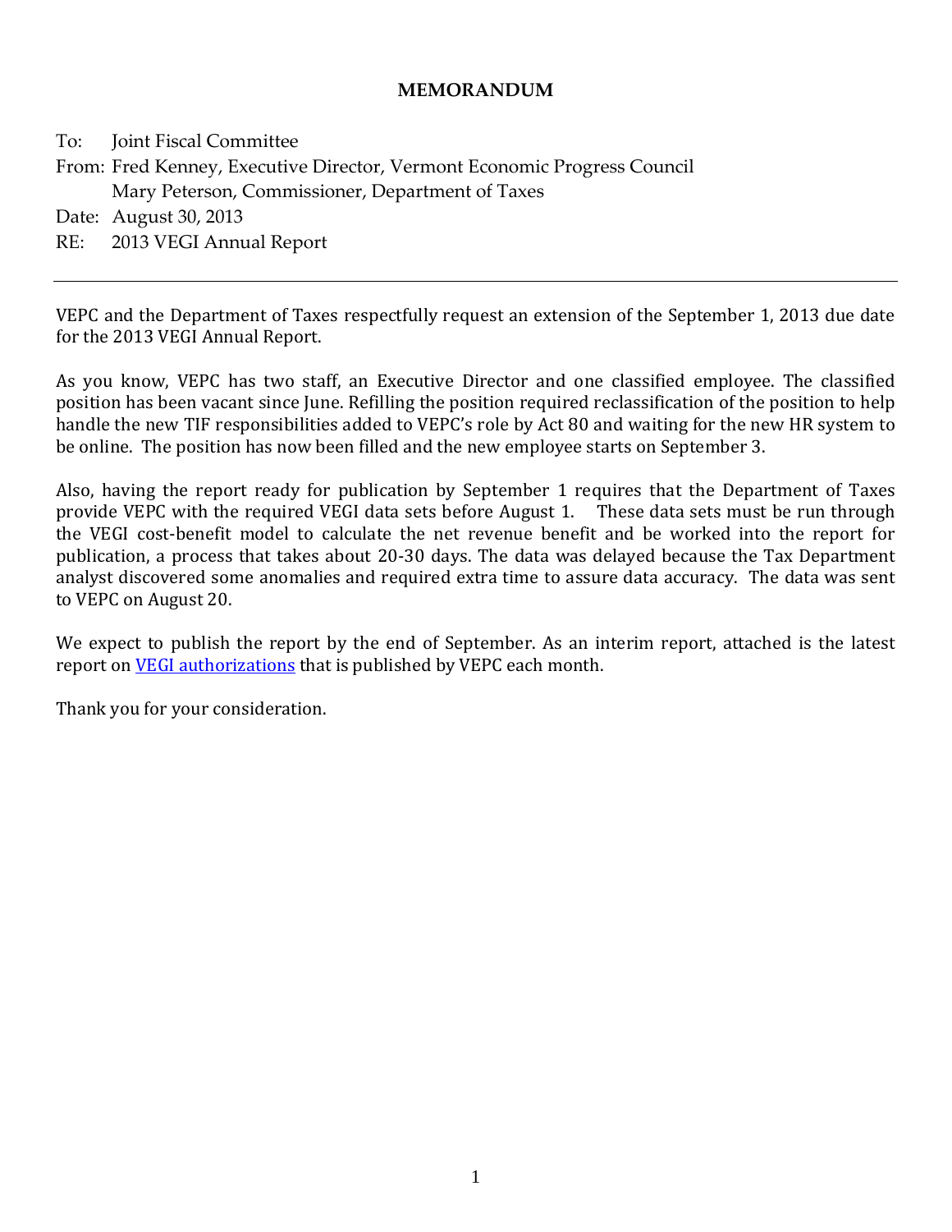# MEMORANDUM

To: Joint Fiscal Committee
From: Fred Kenney, Executive Director, Vermont Economic Progress Council
Mary Peterson, Commissioner, Department of Taxes
Date: August 30, 2013
RE: 2013 VEGI Annual Report

---

VEPC and the Department of Taxes respectfully request an extension of the September 1, 2013 due date for the 2013 VEGI Annual Report.

As you know, VEPC has two staff, an Executive Director and one classified employee. The classified position has been vacant since June. Refilling the position required reclassification of the position to help handle the new TIF responsibilities added to VEPC's role by Act 80 and waiting for the new HR system to be online. The position has now been filled and the new employee starts on September 3.

Also, having the report ready for publication by September 1 requires that the Department of Taxes provide VEPC with the required VEGI data sets before August 1. These data sets must be run through the VEGI cost-benefit model to calculate the net revenue benefit and be worked into the report for publication, a process that takes about 20-30 days. The data was delayed because the Tax Department analyst discovered some anomalies and required extra time to assure data accuracy. The data was sent to VEPC on August 20.

We expect to publish the report by the end of September. As an interim report, attached is the latest report on VEGI authorizations that is published by VEPC each month.

Thank you for your consideration.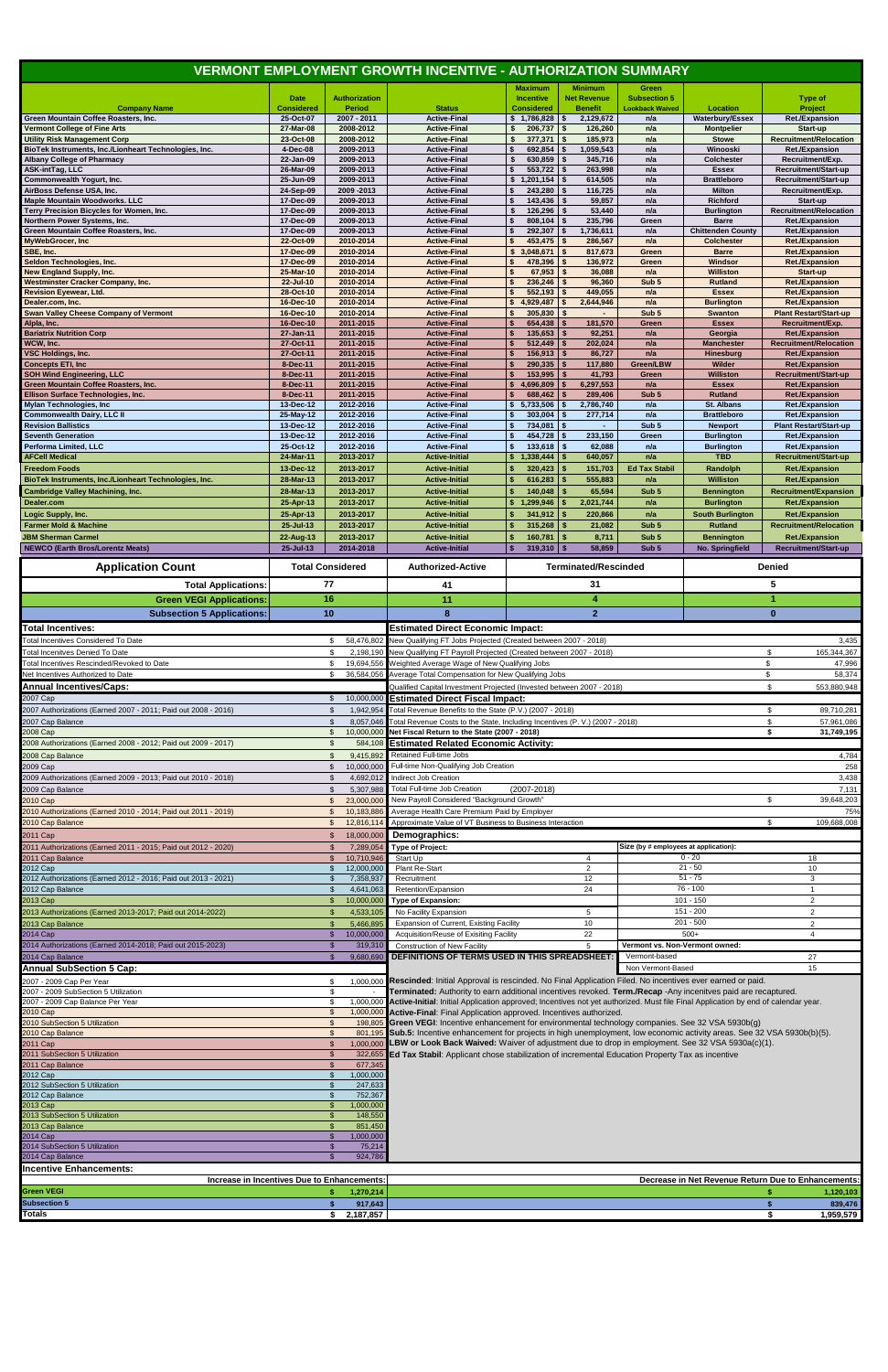# VERMONT EMPLOYMENT GROWTH INCENTIVE - AUTHORIZATION SUMMARY

| Company Name | Date Considered | Authorization Period | Status | Maximum Incentive Considered | Minimum Net Revenue Benefit | Green Subsection 5 Lookback Waived | Location | Type of Project |
|---|---|---|---|---|---|---|---|---|
| Green Mountain Coffee Roasters, Inc. | 25-Oct-07 | 2007 - 2011 | Active-Final | $ 1,786,828 | $ 2,129,672 | n/a | Waterbury/Essex | Ret./Expansion |
| Vermont College of Fine Arts | 27-Mar-08 | 2008-2012 | Active-Final | $ 206,737 | $ 126,260 | n/a | Montpelier | Start-up |
| Utility Risk Management Corp | 23-Oct-08 | 2008-2012 | Active-Final | $ 377,371 | $ 185,973 | n/a | Stowe | Recruitment/Relocation |
| BioTek Instruments, Inc./Lionheart Technologies, Inc. | 4-Dec-08 | 2009-2013 | Active-Final | $ 692,854 | $ 1,059,543 | n/a | Winooski | Ret./Expansion |
| Albany College of Pharmacy | 22-Jan-09 | 2009-2013 | Active-Final | $ 630,859 | $ 345,716 | n/a | Colchester | Recruitment/Exp. |
| ASK-intTag, LLC | 26-Mar-09 | 2009-2013 | Active-Final | $ 553,722 | $ 263,998 | n/a | Essex | Recruitment/Start-up |
| Commonwealth Yogurt, Inc. | 25-Jun-09 | 2009-2013 | Active-Final | $ 1,201,154 | $ 614,505 | n/a | Brattleboro | Recruitment/Start-up |
| AirBoss Defense USA, Inc. | 24-Sep-09 | 2009 -2013 | Active-Final | $ 243,280 | $ 116,725 | n/a | Milton | Recruitment/Exp. |
| Maple Mountain Woodworks. LLC | 17-Dec-09 | 2009-2013 | Active-Final | $ 143,436 | $ 59,857 | n/a | Richford | Start-up |
| Terry Precision Bicycles for Women, Inc. | 17-Dec-09 | 2009-2013 | Active-Final | $ 126,296 | $ 53,440 | n/a | Burlington | Recruitment/Relocation |
| Northern Power Systems, Inc. | 17-Dec-09 | 2009-2013 | Active-Final | $ 808,104 | $ 235,796 | Green | Barre | Ret./Expansion |
| Green Mountain Coffee Roasters, Inc. | 17-Dec-09 | 2009-2013 | Active-Final | $ 292,307 | $ 1,736,611 | n/a | Chittenden County | Ret./Expansion |
| MyWebGrocer, Inc | 22-Oct-09 | 2010-2014 | Active-Final | $ 453,475 | $ 286,567 | n/a | Colchester | Ret./Expansion |
| SBE, Inc. | 17-Dec-09 | 2010-2014 | Active-Final | $ 3,048,671 | $ 817,673 | Green | Barre | Ret./Expansion |
| Seldon Technologies, Inc. | 17-Dec-09 | 2010-2014 | Active-Final | $ 478,396 | $ 136,972 | Green | Windsor | Ret./Expansion |
| New England Supply, Inc. | 25-Mar-10 | 2010-2014 | Active-Final | $ 67,953 | $ 36,088 | n/a | Williston | Start-up |
| Westminster Cracker Company, Inc. | 22-Jul-10 | 2010-2014 | Active-Final | $ 236,246 | $ 96,360 | Sub 5 | Rutland | Ret./Expansion |
| Revision Eyewear, Ltd. | 28-Oct-10 | 2010-2014 | Active-Final | $ 552,193 | $ 449,055 | n/a | Essex | Ret./Expansion |
| Dealer.com, Inc. | 16-Dec-10 | 2010-2014 | Active-Final | $ 4,929,487 | $ 2,644,946 | n/a | Burlington | Ret./Expansion |
| Swan Valley Cheese Company of Vermont | 16-Dec-10 | 2010-2014 | Active-Final | $ 305,830 | $ - | Sub 5 | Swanton | Plant Restart/Start-up |
| Alpla, Inc. | 16-Dec-10 | 2011-2015 | Active-Final | $ 654,438 | $ 181,570 | Green | Essex | Recruitment/Exp. |
| Bariatrix Nutrition Corp | 27-Jan-11 | 2011-2015 | Active-Final | $ 135,653 | $ 92,251 | n/a | Georgia | Ret./Expansion |
| WCW, Inc. | 27-Oct-11 | 2011-2015 | Active-Final | $ 512,449 | $ 202,024 | n/a | Manchester | Recruitment/Relocation |
| VSC Holdings, Inc. | 27-Oct-11 | 2011-2015 | Active-Final | $ 156,913 | $ 86,727 | n/a | Hinesburg | Ret./Expansion |
| Concepts ETI, Inc | 8-Dec-11 | 2011-2015 | Active-Final | $ 290,335 | $ 117,880 | Green/LBW | Wilder | Ret./Expansion |
| SOH Wind Engineering, LLC | 8-Dec-11 | 2011-2015 | Active-Final | $ 153,995 | $ 41,793 | Green | Williston | Recruitment/Start-up |
| Green Mountain Coffee Roasters, Inc. | 8-Dec-11 | 2011-2015 | Active-Final | $ 4,696,809 | $ 6,297,553 | n/a | Essex | Ret./Expansion |
| Ellison Surface Technologies, Inc. | 8-Dec-11 | 2011-2015 | Active-Final | $ 688,462 | $ 289,406 | Sub 5 | Rutland | Ret./Expansion |
| Mylan Technologies, Inc | 13-Dec-12 | 2012-2016 | Active-Final | $ 5,733,506 | $ 2,786,740 | n/a | St. Albans | Ret./Expansion |
| Commonwealth Dairy, LLC II | 25-May-12 | 2012-2016 | Active-Final | $ 303,004 | $ 277,714 | n/a | Brattleboro | Ret./Expansion |
| Revision Ballistics | 13-Dec-12 | 2012-2016 | Active-Final | $ 734,081 | $ - | Sub 5 | Newport | Plant Restart/Start-up |
| Seventh Generation | 13-Dec-12 | 2012-2016 | Active-Final | $ 454,728 | $ 233,150 | Green | Burlington | Ret./Expansion |
| Performa Limited, LLC | 25-Oct-12 | 2012-2016 | Active-Final | $ 133,618 | $ 62,088 | n/a | Burlington | Ret./Expansion |
| AFCell Medical | 24-Mar-11 | 2013-2017 | Active-Initial | $ 1,338,444 | $ 640,057 | n/a | TBD | Recruitment/Start-up |
| Freedom Foods | 13-Dec-12 | 2013-2017 | Active-Initial | $ 320,423 | $ 151,703 | Ed Tax Stabil | Randolph | Ret./Expansion |
| BioTek Instruments, Inc./Lionheart Technologies, Inc. | 28-Mar-13 | 2013-2017 | Active-Initial | $ 616,283 | $ 555,883 | n/a | Williston | Ret./Expansion |
| Cambridge Valley Machining, Inc. | 28-Mar-13 | 2013-2017 | Active-Initial | $ 140,048 | $ 65,594 | Sub 5 | Bennington | Recruitment/Expansion |
| Dealer.com | 25-Apr-13 | 2013-2017 | Active-Initial | $ 1,299,946 | $ 2,021,744 | n/a | Burlington | Ret./Expansion |
| Logic Supply, Inc. | 25-Apr-13 | 2013-2017 | Active-Initial | $ 341,912 | $ 220,866 | n/a | South Burlington | Ret./Expansion |
| Farmer Mold & Machine | 25-Jul-13 | 2013-2017 | Active-Initial | $ 315,268 | $ 21,082 | Sub 5 | Rutland | Recruitment/Relocation |
| JBM Sherman Carmel | 22-Aug-13 | 2013-2017 | Active-Initial | $ 160,781 | $ 8,711 | Sub 5 | Bennington | Ret./Expansion |
| NEWCO (Earth Bros/Lorentz Meats) | 25-Jul-13 | 2014-2018 | Active-Initial | $ 319,310 | $ 58,859 | Sub 5 | No. Springfield | Recruitment/Start-up |

| Application Count | Total Considered | Authorized-Active | Terminated/Rescinded | Denied |
|---|---|---|---|---|
| Total Applications: | 77 | 41 | 31 | 5 |
| Green VEGI Applications: | 16 | 11 | 4 | 1 |
| Subsection 5 Applications: | 10 | 8 | 2 | 0 |

| Total Incentives: | |
|---|---|
| Total Incentives Considered To Date | $ 58,476,802 |
| Total Incentives Denied To Date | $ 2,198,190 |
| Total Incentives Rescinded/Revoked to Date | $ 19,694,556 |
| Net Incentives Authorized to Date | $ 36,584,056 |
| **Annual Incentives/Caps:** | |
| 2007 Cap | $ 10,000,000 |
| 2007 Authorizations (Earned 2007 - 2011; Paid out 2008 - 2016) | $ 1,942,954 |
| 2007 Cap Balance | $ 8,057,046 |
| 2008 Cap | $ 10,000,000 |
| 2008 Authorizations (Earned 2008 - 2012; Paid out 2009 - 2017) | $ 584,108 |
| 2008 Cap Balance | $ 9,415,892 |
| 2009 Cap | $ 10,000,000 |
| 2009 Authorizations (Earned 2009 - 2013; Paid out 2010 - 2018) | $ 4,692,012 |
| 2009 Cap Balance | $ 5,307,988 |
| 2010 Cap | $ 23,000,000 |
| 2010 Authorizations (Earned 2010 - 2014; Paid out 2011 - 2019) | $ 10,183,886 |
| 2010 Cap Balance | $ 12,816,114 |
| 2011 Cap | $ 18,000,000 |
| 2011 Authorizations (Earned 2011 - 2015; Paid out 2012 - 2020) | $ 7,289,054 |
| 2011 Cap Balance | $ 10,710,946 |
| 2012 Cap | $ 12,000,000 |
| 2012 Authorizations (Earned 2012 - 2016; Paid out 2013 - 2021) | $ 7,358,937 |
| 2012 Cap Balance | $ 4,641,063 |
| 2013 Cap | $ 10,000,000 |
| 2013 Authorizations (Earned 2013-2017; Paid out 2014-2022) | $ 4,533,105 |
| 2013 Cap Balance | $ 5,466,895 |
| 2014 Cap | $ 10,000,000 |
| 2014 Authorizations (Earned 2014-2018; Paid out 2015-2023) | $ 319,310 |
| 2014 Cap Balance | $ 9,680,690 |
| **Annual SubSection 5 Cap:** | |
| 2007 - 2009 Cap Per Year | $ 1,000,000 |
| 2007 - 2009 SubSection 5 Utilization | $ - |
| 2007 - 2009 Cap Balance Per Year | $ 1,000,000 |
| 2010 Cap | $ 1,000,000 |
| 2010 SubSection 5 Utilization | $ 198,805 |
| 2010 Cap Balance | $ 801,195 |
| 2011 Cap | $ 1,000,000 |
| 2011 SubSection 5 Utilization | $ 322,655 |
| 2011 Cap Balance | $ 677,345 |
| 2012 Cap | $ 1,000,000 |
| 2012 SubSection 5 Utilization | $ 247,633 |
| 2012 Cap Balance | $ 752,367 |
| 2013 Cap | $ 1,000,000 |
| 2013 SubSection 5 Utilization | $ 148,550 |
| 2013 Cap Balance | $ 851,450 |
| 2014 Cap | $ 1,000,000 |
| 2014 SubSection 5 Utilization | $ 75,214 |
| 2014 Cap Balance | $ 924,786 |

| Estimated Direct Economic Impact: | |
|---|---|
| New Qualifying FT Jobs Projected (Created between 2007 - 2018) | 3,435 |
| New Qualifying FT Payroll Projected (Created between 2007 - 2018) | $ 165,344,367 |
| Weighted Average Wage of New Qualifying Jobs | $ 47,996 |
| Average Total Compensation for New Qualifying Jobs | $ 58,374 |
| Qualified Capital Investment Projected (Invested between 2007 - 2018) | $ 553,880,948 |
| **Estimated Direct Fiscal Impact:** | |
| Total Revenue Benefits to the State (P.V.) (2007 - 2018) | $ 89,710,281 |
| Total Revenue Costs to the State, Including Incentives (P. V.) (2007 - 2018) | $ 57,961,086 |
| **Net Fiscal Return to the State (2007 - 2018)** | **$ 31,749,195** |
| **Estimated Related Economic Activity:** | |
| Retained Full-time Jobs | 4,784 |
| Full-time Non-Qualifying Job Creation | 258 |
| Indirect Job Creation | 3,438 |
| Total Full-time Job Creation (2007-2018) | 7,131 |
| New Payroll Considered "Background Growth" | $ 39,648,203 |
| Average Health Care Premium Paid by Employer | 75% |
| Approximate Value of VT Business to Business Interaction | $ 109,688,008 |

**Demographics:**

| Type of Project: | | Size (by # employees at application): | |
|---|---|---|---|
| Start Up | 4 | 0 - 20 | 18 |
| Plant Re-Start | 2 | 21 - 50 | 10 |
| Recruitment | 12 | 51 - 75 | 3 |
| Retention/Expansion | 24 | 76 - 100 | 1 |
| **Type of Expansion:** | | 101 - 150 | 2 |
| No Facility Expansion | 5 | 151 - 200 | 2 |
| Expansion of Current, Existing Facility | 10 | 201 - 500 | 2 |
| Acquisition/Reuse of Exisiting Facility | 22 | 500+ | 4 |
| Construction of New Facility | 5 | **Vermont vs. Non-Vermont owned:** | |
| | | Vermont-based | 27 |
| | | Non Vermont-Based | 15 |

**DEFINITIONS OF TERMS USED IN THIS SPREADSHEET:**

**Rescinded**: Initial Approval is rescinded. No Final Application Filed. No incentives ever earned or paid.
**Terminated:** Authority to earn additional incentives revoked. **Term./Recap** -Any incenitves paid are recaptured.
**Active-Initial**: Initial Application approved; Incentives not yet authorized. Must file Final Application by end of calendar year.
**Active-Final**: Final Application approved. Incentives authorized.
**Green VEGI**: Incentive enhancement for environmental technology companies. See 32 VSA 5930b(g)
**Sub.5:** Incentive enhancement for projects in high unemployment, low economic activity areas. See 32 VSA 5930b(b)(5).
**LBW or Look Back Waived:** Waiver of adjustment due to drop in employment. See 32 VSA 5930a(c)(1).
**Ed Tax Stabil**: Applicant chose stabilization of incremental Education Property Tax as incentive

**Incentive Enhancements:**

| | Increase in Incentives Due to Enhancements: | Decrease in Net Revenue Return Due to Enhancements: |
|---|---|---|
| Green VEGI | $ 1,270,214 | $ 1,120,103 |
| Subsection 5 | $ 917,643 | $ 839,476 |
| Totals | $ 2,187,857 | $ 1,959,579 |